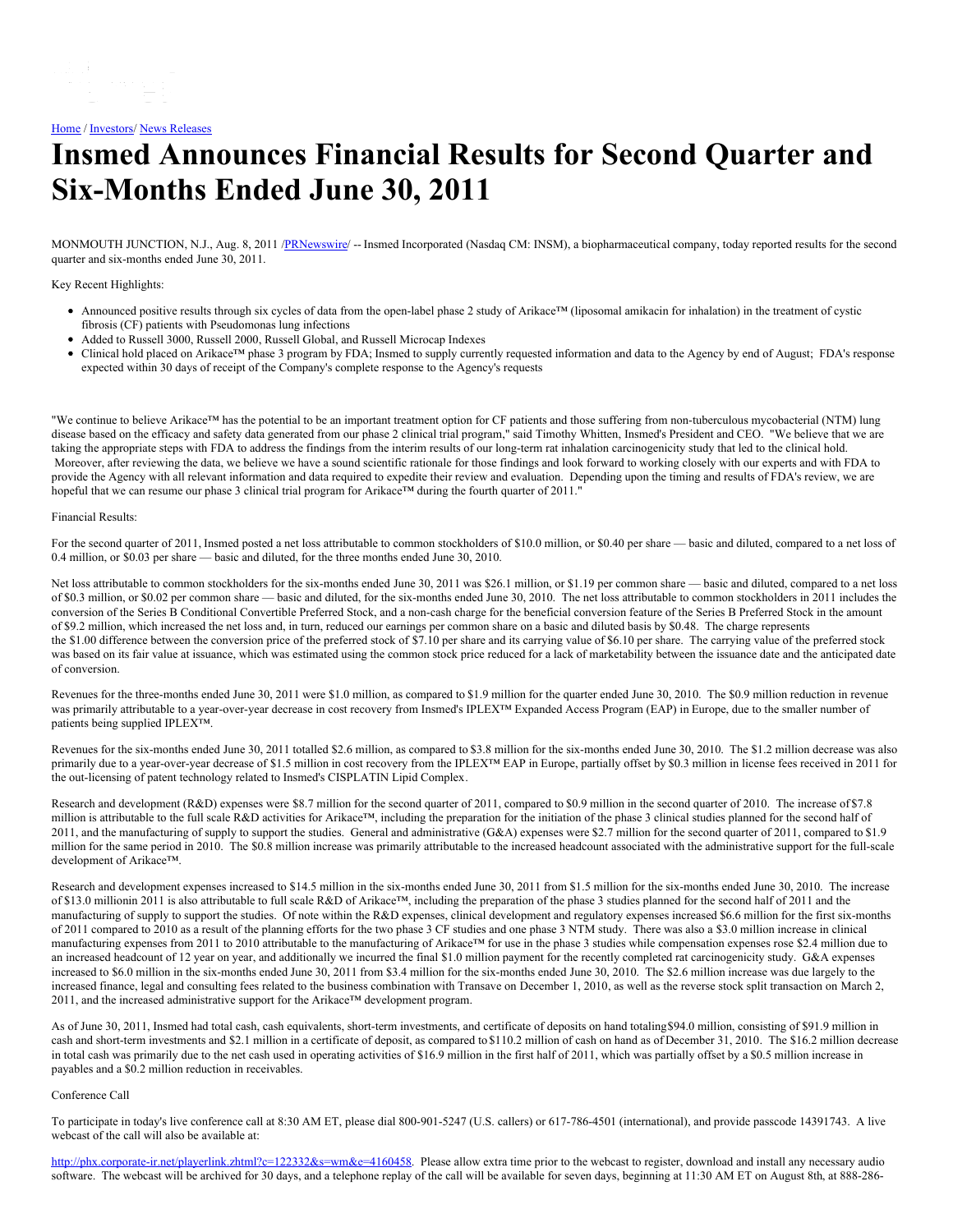[Home](#) / [Investors](#)/ [News Releases](#)

# Insmed Announces Financial Results for Second Quarter and Six-Months Ended June 30, 2011

MONMOUTH JUNCTION, N.J., Aug. 8, 2011 /[PRNewswire](#)/ -- Insmed Incorporated (Nasdaq CM: INSM), a biopharmaceutical company, today reported results for the second quarter and six-months ended June 30, 2011.

Key Recent Highlights:

- Announced positive results through six cycles of data from the open-label phase 2 study of Arikace™ (liposomal amikacin for inhalation) in the treatment of cystic fibrosis (CF) patients with Pseudomonas lung infections
- Added to Russell 3000, Russell 2000, Russell Global, and Russell Microcap Indexes
- Clinical hold placed on Arikace™ phase 3 program by FDA; Insmed to supply currently requested information and data to the Agency by end of August; FDA's response expected within 30 days of receipt of the Company's complete response to the Agency's requests

"We continue to believe Arikace™ has the potential to be an important treatment option for CF patients and those suffering from non-tuberculous mycobacterial (NTM) lung disease based on the efficacy and safety data generated from our phase 2 clinical trial program," said Timothy Whitten, Insmed's President and CEO. "We believe that we are taking the appropriate steps with FDA to address the findings from the interim results of our long-term rat inhalation carcinogenicity study that led to the clinical hold. Moreover, after reviewing the data, we believe we have a sound scientific rationale for those findings and look forward to working closely with our experts and with FDA to provide the Agency with all relevant information and data required to expedite their review and evaluation. Depending upon the timing and results of FDA's review, we are hopeful that we can resume our phase 3 clinical trial program for Arikace™ during the fourth quarter of 2011."

Financial Results:

For the second quarter of 2011, Insmed posted a net loss attributable to common stockholders of $10.0 million, or $0.40 per share — basic and diluted, compared to a net loss of 0.4 million, or $0.03 per share — basic and diluted, for the three months ended June 30, 2010.

Net loss attributable to common stockholders for the six-months ended June 30, 2011 was $26.1 million, or $1.19 per common share — basic and diluted, compared to a net loss of $0.3 million, or $0.02 per common share — basic and diluted, for the six-months ended June 30, 2010. The net loss attributable to common stockholders in 2011 includes the conversion of the Series B Conditional Convertible Preferred Stock, and a non-cash charge for the beneficial conversion feature of the Series B Preferred Stock in the amount of $9.2 million, which increased the net loss and, in turn, reduced our earnings per common share on a basic and diluted basis by $0.48. The charge represents the $1.00 difference between the conversion price of the preferred stock of $7.10 per share and its carrying value of $6.10 per share. The carrying value of the preferred stock was based on its fair value at issuance, which was estimated using the common stock price reduced for a lack of marketability between the issuance date and the anticipated date of conversion.

Revenues for the three-months ended June 30, 2011 were $1.0 million, as compared to $1.9 million for the quarter ended June 30, 2010. The $0.9 million reduction in revenue was primarily attributable to a year-over-year decrease in cost recovery from Insmed's IPLEX™ Expanded Access Program (EAP) in Europe, due to the smaller number of patients being supplied IPLEX™.

Revenues for the six-months ended June 30, 2011 totalled $2.6 million, as compared to $3.8 million for the six-months ended June 30, 2010. The $1.2 million decrease was also primarily due to a year-over-year decrease of $1.5 million in cost recovery from the IPLEX™ EAP in Europe, partially offset by $0.3 million in license fees received in 2011 for the out-licensing of patent technology related to Insmed's CISPLATIN Lipid Complex.

Research and development (R&D) expenses were $8.7 million for the second quarter of 2011, compared to $0.9 million in the second quarter of 2010. The increase of $7.8 million is attributable to the full scale R&D activities for Arikace™, including the preparation for the initiation of the phase 3 clinical studies planned for the second half of 2011, and the manufacturing of supply to support the studies. General and administrative (G&A) expenses were $2.7 million for the second quarter of 2011, compared to $1.9 million for the same period in 2010. The $0.8 million increase was primarily attributable to the increased headcount associated with the administrative support for the full-scale development of Arikace™.

Research and development expenses increased to $14.5 million in the six-months ended June 30, 2011 from $1.5 million for the six-months ended June 30, 2010. The increase of $13.0 millionin 2011 is also attributable to full scale R&D of Arikace™, including the preparation of the phase 3 studies planned for the second half of 2011 and the manufacturing of supply to support the studies. Of note within the R&D expenses, clinical development and regulatory expenses increased $6.6 million for the first six-months of 2011 compared to 2010 as a result of the planning efforts for the two phase 3 CF studies and one phase 3 NTM study. There was also a $3.0 million increase in clinical manufacturing expenses from 2011 to 2010 attributable to the manufacturing of Arikace™ for use in the phase 3 studies while compensation expenses rose $2.4 million due to an increased headcount of 12 year on year, and additionally we incurred the final $1.0 million payment for the recently completed rat carcinogenicity study. G&A expenses increased to $6.0 million in the six-months ended June 30, 2011 from $3.4 million for the six-months ended June 30, 2010. The $2.6 million increase was due largely to the increased finance, legal and consulting fees related to the business combination with Transave on December 1, 2010, as well as the reverse stock split transaction on March 2, 2011, and the increased administrative support for the Arikace™ development program.

As of June 30, 2011, Insmed had total cash, cash equivalents, short-term investments, and certificate of deposits on hand totaling$94.0 million, consisting of $91.9 million in cash and short-term investments and $2.1 million in a certificate of deposit, as compared to $110.2 million of cash on hand as of December 31, 2010. The $16.2 million decrease in total cash was primarily due to the net cash used in operating activities of $16.9 million in the first half of 2011, which was partially offset by a $0.5 million increase in payables and a $0.2 million reduction in receivables.

Conference Call

To participate in today's live conference call at 8:30 AM ET, please dial 800-901-5247 (U.S. callers) or 617-786-4501 (international), and provide passcode 14391743. A live webcast of the call will also be available at:

[http://phx.corporate-ir.net/playerlink.zhtml?c=122332&s=wm&e=4160458](http://phx.corporate-ir.net/playerlink.zhtml?c=122332&s=wm&e=4160458). Please allow extra time prior to the webcast to register, download and install any necessary audio software. The webcast will be archived for 30 days, and a telephone replay of the call will be available for seven days, beginning at 11:30 AM ET on August 8th, at 888-286-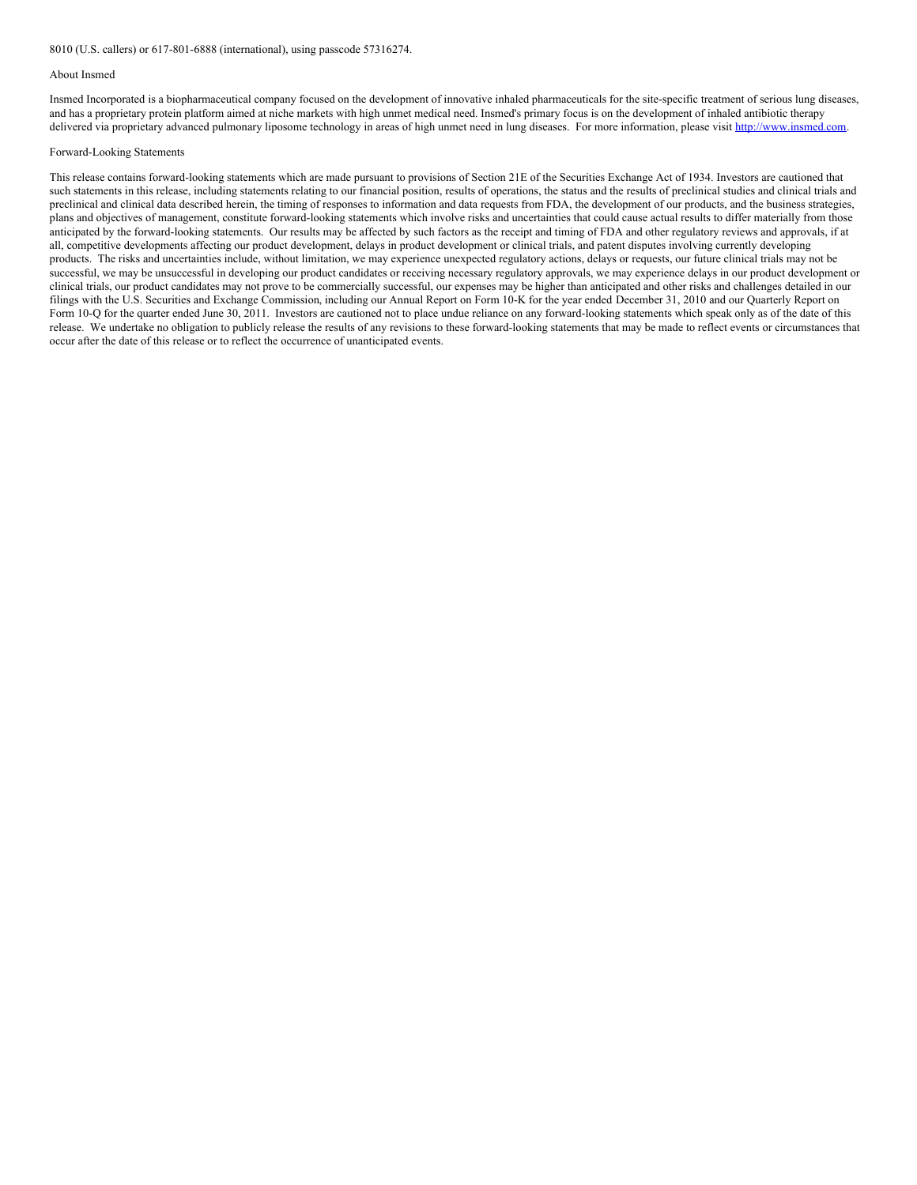8010 (U.S. callers) or 617-801-6888 (international), using passcode 57316274.

## About Insmed

Insmed Incorporated is a biopharmaceutical company focused on the development of innovative inhaled pharmaceuticals for the site-specific treatment of serious lung diseases, and has a proprietary protein platform aimed at niche markets with high unmet medical need. Insmed's primary focus is on the development of inhaled antibiotic therapy delivered via proprietary advanced pulmonary liposome technology in areas of high unmet need in lung diseases. For more information, please visit http://www.insmed.com.

## Forward-Looking Statements

This release contains forward-looking statements which are made pursuant to provisions of Section 21E of the Securities Exchange Act of 1934. Investors are cautioned that such statements in this release, including statements relating to our financial position, results of operations, the status and the results of preclinical studies and clinical trials and preclinical and clinical data described herein, the timing of responses to information and data requests from FDA, the development of our products, and the business strategies, plans and objectives of management, constitute forward-looking statements which involve risks and uncertainties that could cause actual results to differ materially from those anticipated by the forward-looking statements. Our results may be affected by such factors as the receipt and timing of FDA and other regulatory reviews and approvals, if at all, competitive developments affecting our product development, delays in product development or clinical trials, and patent disputes involving currently developing products. The risks and uncertainties include, without limitation, we may experience unexpected regulatory actions, delays or requests, our future clinical trials may not be successful, we may be unsuccessful in developing our product candidates or receiving necessary regulatory approvals, we may experience delays in our product development or clinical trials, our product candidates may not prove to be commercially successful, our expenses may be higher than anticipated and other risks and challenges detailed in our filings with the U.S. Securities and Exchange Commission, including our Annual Report on Form 10-K for the year ended December 31, 2010 and our Quarterly Report on Form 10-Q for the quarter ended June 30, 2011. Investors are cautioned not to place undue reliance on any forward-looking statements which speak only as of the date of this release. We undertake no obligation to publicly release the results of any revisions to these forward-looking statements that may be made to reflect events or circumstances that occur after the date of this release or to reflect the occurrence of unanticipated events.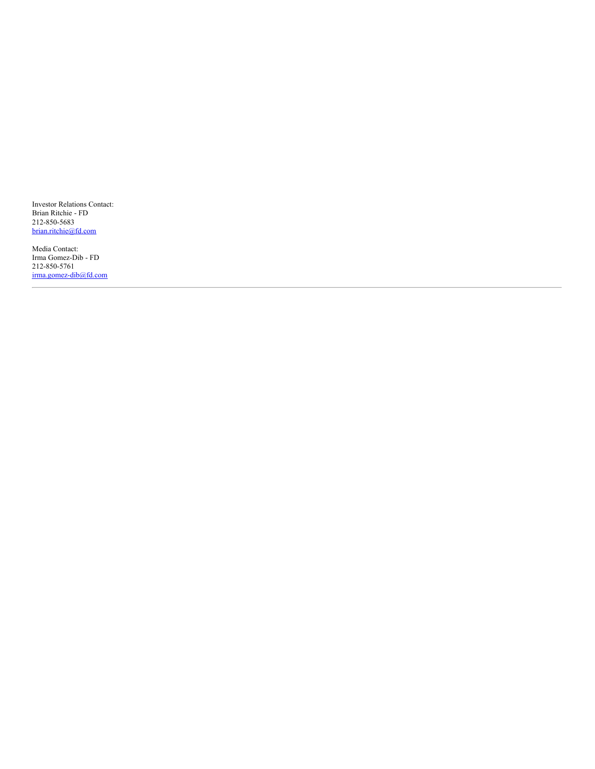Investor Relations Contact:
Brian Ritchie - FD
212-850-5683
brian.ritchie@fd.com

Media Contact:
Irma Gomez-Dib - FD
212-850-5761
irma.gomez-dib@fd.com

---